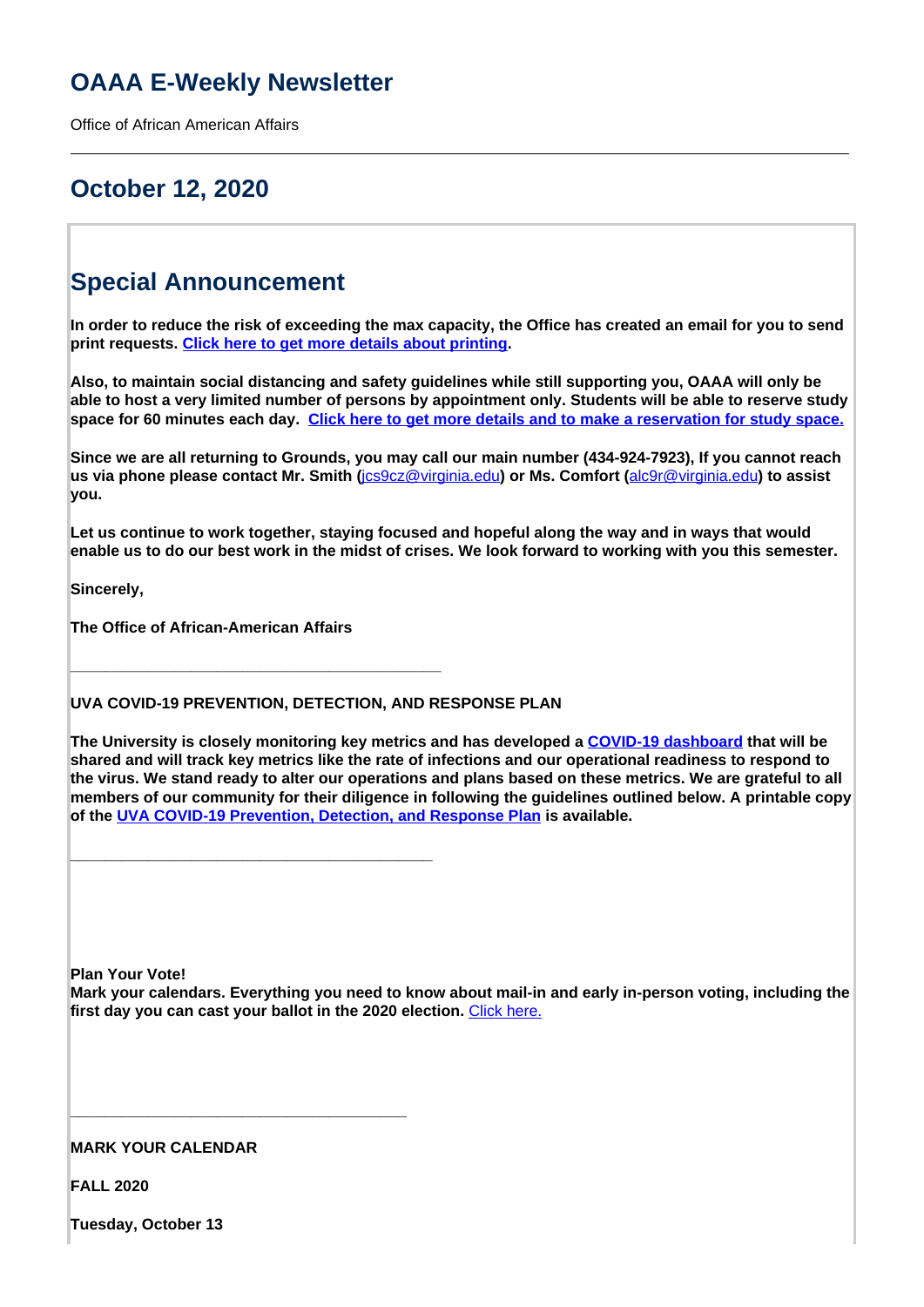# OAAA E-Weekly Newsletter

Office of African American Affairs

---

## October 12, 2020

## Special Announcement

**In order to reduce the risk of exceeding the max capacity, the Office has created an email for you to send print requests. [Click here to get more details about printing](#).**

**Also, to maintain social distancing and safety guidelines while still supporting you, OAAA will only be able to host a very limited number of persons by appointment only. Students will be able to reserve study space for 60 minutes each day. [Click here to get more details and to make a reservation for study space.](#)**

**Since we are all returning to Grounds, you may call our main number (434-924-7923), If you cannot reach us via phone please contact Mr. Smith (jcs9cz@virginia.edu) or Ms. Comfort (alc9r@virginia.edu) to assist you.**

**Let us continue to work together, staying focused and hopeful along the way and in ways that would enable us to do our best work in the midst of crises. We look forward to working with you this semester.**

**Sincerely,**

**The Office of African-American Affairs**

---

**UVA COVID-19 PREVENTION, DETECTION, AND RESPONSE PLAN**

**The University is closely monitoring key metrics and has developed a [COVID-19 dashboard](#) that will be shared and will track key metrics like the rate of infections and our operational readiness to respond to the virus. We stand ready to alter our operations and plans based on these metrics. We are grateful to all members of our community for their diligence in following the guidelines outlined below. A printable copy of the [UVA COVID-19 Prevention, Detection, and Response Plan](#) is available.**

---

**Plan Your Vote!**
**Mark your calendars. Everything you need to know about mail-in and early in-person voting, including the first day you can cast your ballot in the 2020 election.** [Click here.](#)

---

**MARK YOUR CALENDAR**

**FALL 2020**

**Tuesday, October 13**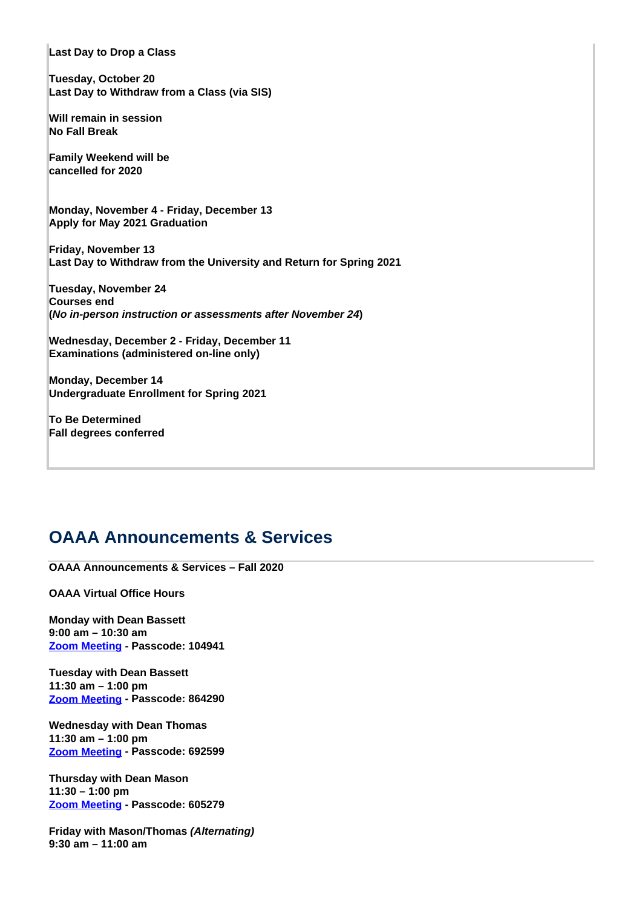**Last Day to Drop a Class**

**Tuesday, October 20**
**Last Day to Withdraw from a Class (via SIS)**

**Will remain in session**
**No Fall Break**

**Family Weekend will be**
**cancelled for 2020**

**Monday, November 4 - Friday, December 13**
**Apply for May 2021 Graduation**

**Friday, November 13**
**Last Day to Withdraw from the University and Return for Spring 2021**

**Tuesday, November 24**
**Courses end**
**(*No in-person instruction or assessments after November 24*)**

**Wednesday, December 2 - Friday, December 11**
**Examinations (administered on-line only)**

**Monday, December 14**
**Undergraduate Enrollment for Spring 2021**

**To Be Determined**
**Fall degrees conferred**

## OAAA Announcements & Services

**OAAA Announcements & Services – Fall 2020**

**OAAA Virtual Office Hours**

**Monday with Dean Bassett**
**9:00 am – 10:30 am**
**Zoom Meeting - Passcode: 104941**

**Tuesday with Dean Bassett**
**11:30 am – 1:00 pm**
**Zoom Meeting - Passcode: 864290**

**Wednesday with Dean Thomas**
**11:30 am – 1:00 pm**
**Zoom Meeting - Passcode: 692599**

**Thursday with Dean Mason**
**11:30 – 1:00 pm**
**Zoom Meeting - Passcode: 605279**

**Friday with Mason/Thomas *(Alternating)***
**9:30 am – 11:00 am**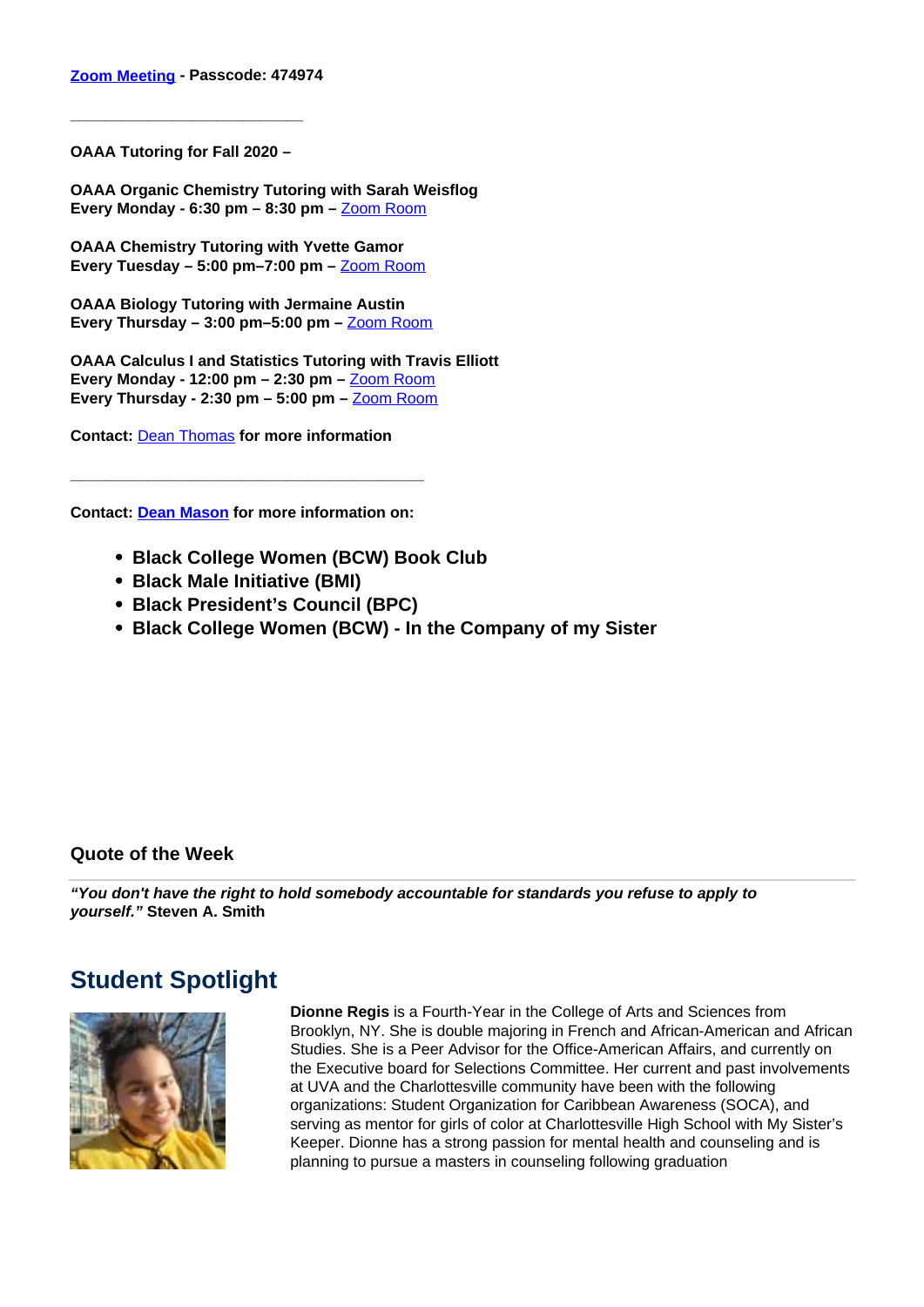**[Zoom Meeting](#) - Passcode: 474974**

---

**OAAA Tutoring for Fall 2020 –**

**OAAA Organic Chemistry Tutoring with Sarah Weisflog**
**Every Monday - 6:30 pm – 8:30 pm –** [Zoom Room](#)

**OAAA Chemistry Tutoring with Yvette Gamor**
**Every Tuesday – 5:00 pm–7:00 pm –** [Zoom Room](#)

**OAAA Biology Tutoring with Jermaine Austin**
**Every Thursday – 3:00 pm–5:00 pm –** [Zoom Room](#)

**OAAA Calculus I and Statistics Tutoring with Travis Elliott**
**Every Monday - 12:00 pm – 2:30 pm –** [Zoom Room](#)
**Every Thursday - 2:30 pm – 5:00 pm –** [Zoom Room](#)

**Contact:** [Dean Thomas](#) **for more information**

---

**Contact: [Dean Mason](#) for more information on:**

- **Black College Women (BCW) Book Club**
- **Black Male Initiative (BMI)**
- **Black President's Council (BPC)**
- **Black College Women (BCW) - In the Company of my Sister**

### Quote of the Week

---

***"You don't have the right to hold somebody accountable for standards you refuse to apply to yourself."*** **Steven A. Smith**

## Student Spotlight

**Dionne Regis** is a Fourth-Year in the College of Arts and Sciences from Brooklyn, NY. She is double majoring in French and African-American and African Studies. She is a Peer Advisor for the Office-American Affairs, and currently on the Executive board for Selections Committee. Her current and past involvements at UVA and the Charlottesville community have been with the following organizations: Student Organization for Caribbean Awareness (SOCA), and serving as mentor for girls of color at Charlottesville High School with My Sister's Keeper. Dionne has a strong passion for mental health and counseling and is planning to pursue a masters in counseling following graduation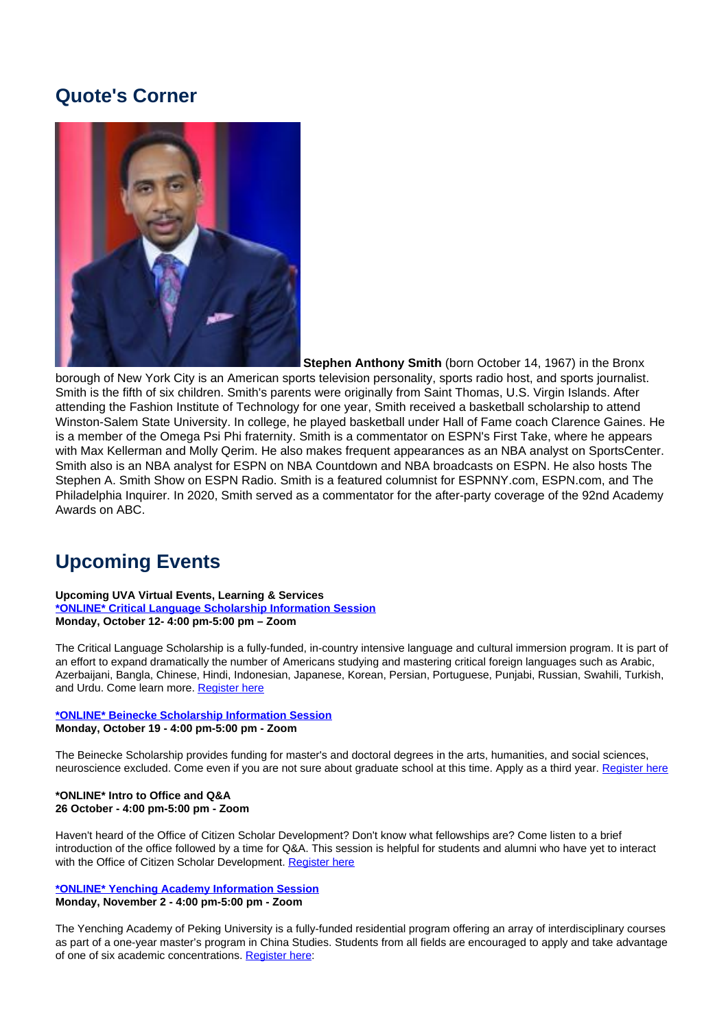## Quote's Corner

**Stephen Anthony Smith** (born October 14, 1967) in the Bronx borough of New York City is an American sports television personality, sports radio host, and sports journalist. Smith is the fifth of six children. Smith's parents were originally from Saint Thomas, U.S. Virgin Islands. After attending the Fashion Institute of Technology for one year, Smith received a basketball scholarship to attend Winston-Salem State University. In college, he played basketball under Hall of Fame coach Clarence Gaines. He is a member of the Omega Psi Phi fraternity. Smith is a commentator on ESPN's First Take, where he appears with Max Kellerman and Molly Qerim. He also makes frequent appearances as an NBA analyst on SportsCenter. Smith also is an NBA analyst for ESPN on NBA Countdown and NBA broadcasts on ESPN. He also hosts The Stephen A. Smith Show on ESPN Radio. Smith is a featured columnist for ESPNNY.com, ESPN.com, and The Philadelphia Inquirer. In 2020, Smith served as a commentator for the after-party coverage of the 92nd Academy Awards on ABC.

## Upcoming Events

**Upcoming UVA Virtual Events, Learning & Services**
**[*ONLINE* Critical Language Scholarship Information Session]()**
**Monday, October 12- 4:00 pm-5:00 pm – Zoom**

The Critical Language Scholarship is a fully-funded, in-country intensive language and cultural immersion program. It is part of an effort to expand dramatically the number of Americans studying and mastering critical foreign languages such as Arabic, Azerbaijani, Bangla, Chinese, Hindi, Indonesian, Japanese, Korean, Persian, Portuguese, Punjabi, Russian, Swahili, Turkish, and Urdu. Come learn more. [Register here]()

**[*ONLINE* Beinecke Scholarship Information Session]()**
**Monday, October 19 - 4:00 pm-5:00 pm - Zoom**

The Beinecke Scholarship provides funding for master's and doctoral degrees in the arts, humanities, and social sciences, neuroscience excluded. Come even if you are not sure about graduate school at this time. Apply as a third year. [Register here]()

***ONLINE* Intro to Office and Q&A**
**26 October - 4:00 pm-5:00 pm - Zoom**

Haven't heard of the Office of Citizen Scholar Development? Don't know what fellowships are? Come listen to a brief introduction of the office followed by a time for Q&A. This session is helpful for students and alumni who have yet to interact with the Office of Citizen Scholar Development. [Register here]()

**[*ONLINE* Yenching Academy Information Session]()**
**Monday, November 2 - 4:00 pm-5:00 pm - Zoom**

The Yenching Academy of Peking University is a fully-funded residential program offering an array of interdisciplinary courses as part of a one-year master's program in China Studies. Students from all fields are encouraged to apply and take advantage of one of six academic concentrations. [Register here]():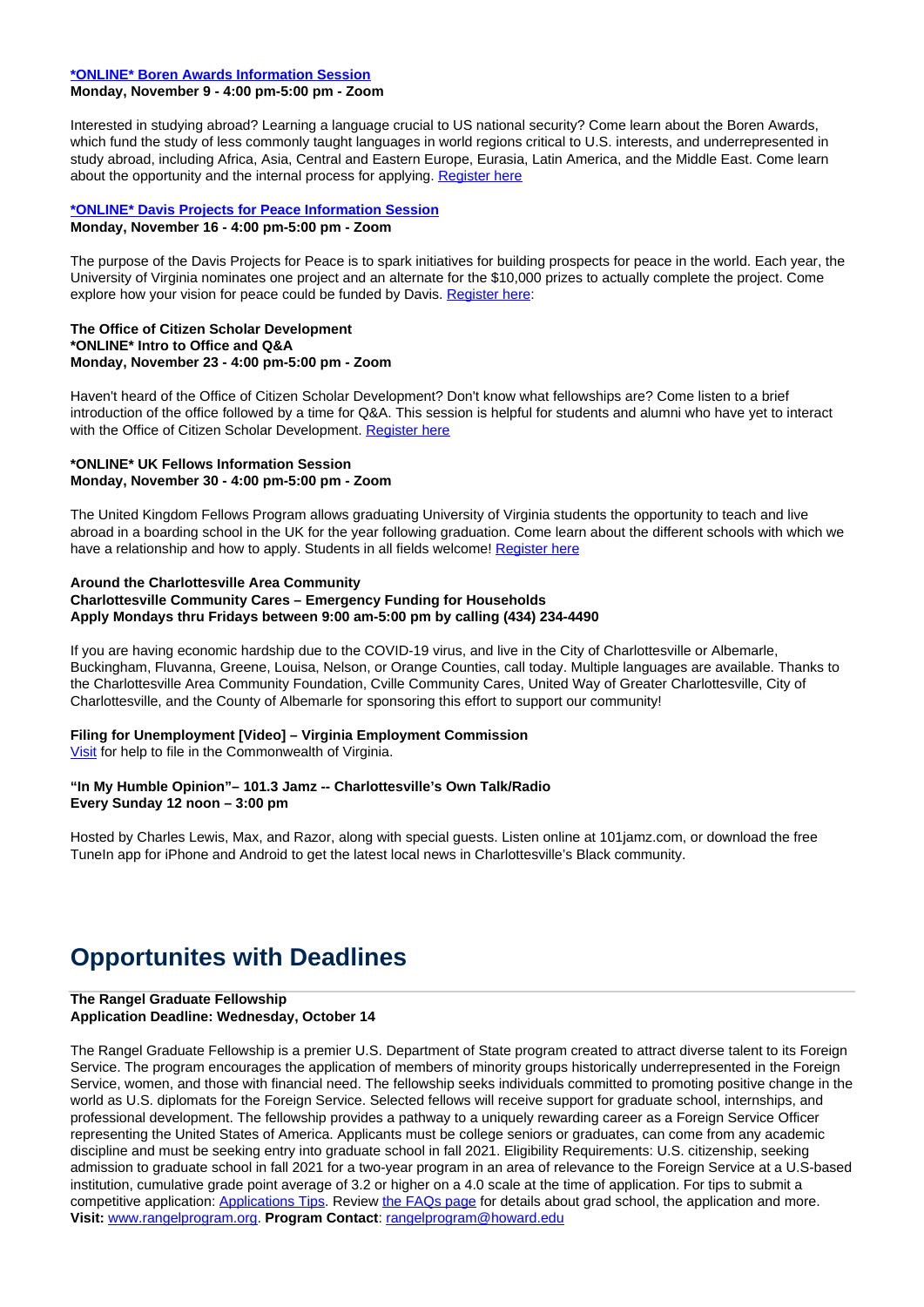**[*ONLINE* Boren Awards Information Session]**
**Monday, November 9 - 4:00 pm-5:00 pm - Zoom**

Interested in studying abroad? Learning a language crucial to US national security? Come learn about the Boren Awards, which fund the study of less commonly taught languages in world regions critical to U.S. interests, and underrepresented in study abroad, including Africa, Asia, Central and Eastern Europe, Eurasia, Latin America, and the Middle East. Come learn about the opportunity and the internal process for applying. Register here

**[*ONLINE* Davis Projects for Peace Information Session]**
**Monday, November 16 - 4:00 pm-5:00 pm - Zoom**

The purpose of the Davis Projects for Peace is to spark initiatives for building prospects for peace in the world. Each year, the University of Virginia nominates one project and an alternate for the $10,000 prizes to actually complete the project. Come explore how your vision for peace could be funded by Davis. Register here:

**The Office of Citizen Scholar Development**
***ONLINE* Intro to Office and Q&A**
**Monday, November 23 - 4:00 pm-5:00 pm - Zoom**

Haven't heard of the Office of Citizen Scholar Development? Don't know what fellowships are? Come listen to a brief introduction of the office followed by a time for Q&A. This session is helpful for students and alumni who have yet to interact with the Office of Citizen Scholar Development. Register here

***ONLINE* UK Fellows Information Session**
**Monday, November 30 - 4:00 pm-5:00 pm - Zoom**

The United Kingdom Fellows Program allows graduating University of Virginia students the opportunity to teach and live abroad in a boarding school in the UK for the year following graduation. Come learn about the different schools with which we have a relationship and how to apply. Students in all fields welcome! Register here

**Around the Charlottesville Area Community**
**Charlottesville Community Cares – Emergency Funding for Households**
**Apply Mondays thru Fridays between 9:00 am-5:00 pm by calling (434) 234-4490**

If you are having economic hardship due to the COVID-19 virus, and live in the City of Charlottesville or Albemarle, Buckingham, Fluvanna, Greene, Louisa, Nelson, or Orange Counties, call today. Multiple languages are available. Thanks to the Charlottesville Area Community Foundation, Cville Community Cares, United Way of Greater Charlottesville, City of Charlottesville, and the County of Albemarle for sponsoring this effort to support our community!

**Filing for Unemployment [Video] – Virginia Employment Commission**
Visit for help to file in the Commonwealth of Virginia.

**"In My Humble Opinion"– 101.3 Jamz -- Charlottesville's Own Talk/Radio**
**Every Sunday 12 noon – 3:00 pm**

Hosted by Charles Lewis, Max, and Razor, along with special guests. Listen online at 101jamz.com, or download the free TuneIn app for iPhone and Android to get the latest local news in Charlottesville's Black community.

# Opportunites with Deadlines

**The Rangel Graduate Fellowship**
**Application Deadline: Wednesday, October 14**

The Rangel Graduate Fellowship is a premier U.S. Department of State program created to attract diverse talent to its Foreign Service. The program encourages the application of members of minority groups historically underrepresented in the Foreign Service, women, and those with financial need. The fellowship seeks individuals committed to promoting positive change in the world as U.S. diplomats for the Foreign Service. Selected fellows will receive support for graduate school, internships, and professional development. The fellowship provides a pathway to a uniquely rewarding career as a Foreign Service Officer representing the United States of America. Applicants must be college seniors or graduates, can come from any academic discipline and must be seeking entry into graduate school in fall 2021. Eligibility Requirements: U.S. citizenship, seeking admission to graduate school in fall 2021 for a two-year program in an area of relevance to the Foreign Service at a U.S-based institution, cumulative grade point average of 3.2 or higher on a 4.0 scale at the time of application. For tips to submit a competitive application: Applications Tips. Review the FAQs page for details about grad school, the application and more. **Visit:** www.rangelprogram.org. **Program Contact**: rangelprogram@howard.edu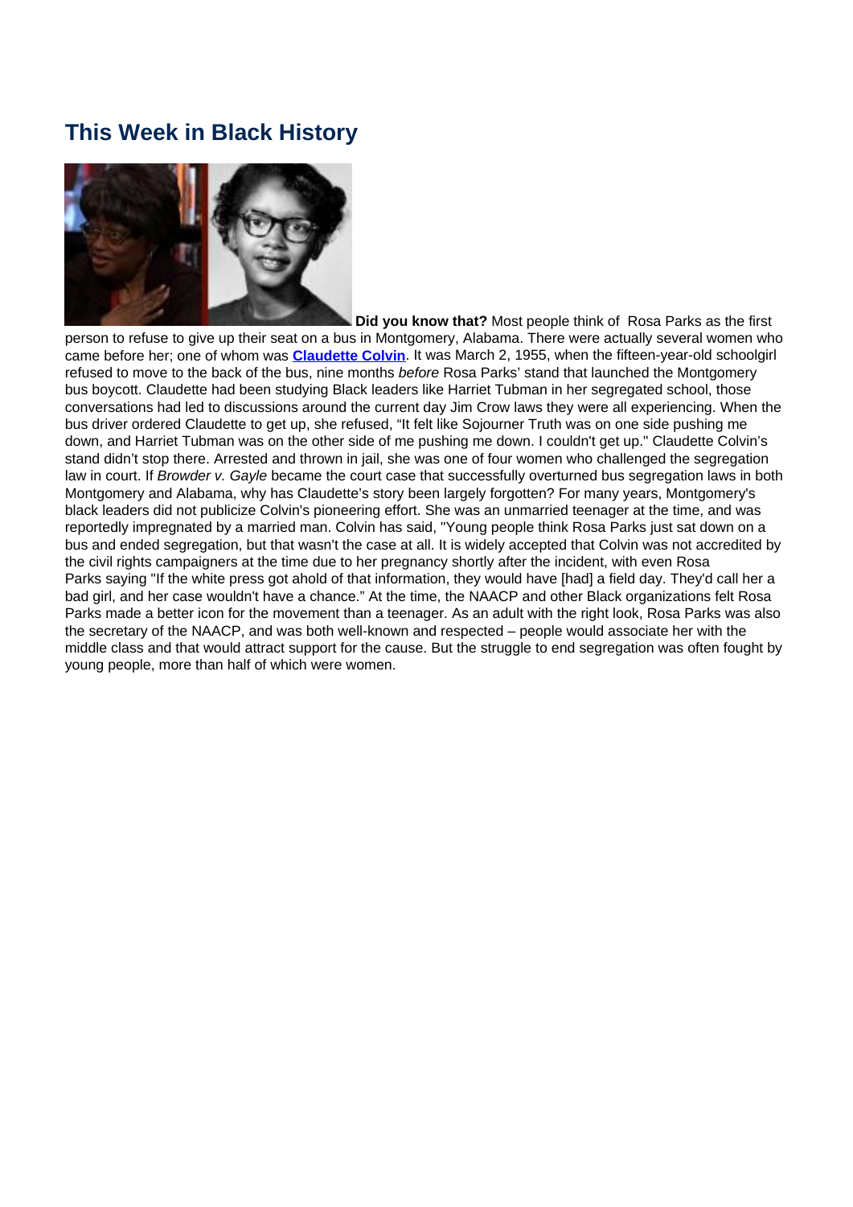## This Week in Black History

**Did you know that?** Most people think of Rosa Parks as the first person to refuse to give up their seat on a bus in Montgomery, Alabama. There were actually several women who came before her; one of whom was **Claudette Colvin**. It was March 2, 1955, when the fifteen-year-old schoolgirl refused to move to the back of the bus, nine months *before* Rosa Parks' stand that launched the Montgomery bus boycott. Claudette had been studying Black leaders like Harriet Tubman in her segregated school, those conversations had led to discussions around the current day Jim Crow laws they were all experiencing. When the bus driver ordered Claudette to get up, she refused, "It felt like Sojourner Truth was on one side pushing me down, and Harriet Tubman was on the other side of me pushing me down. I couldn't get up." Claudette Colvin's stand didn't stop there. Arrested and thrown in jail, she was one of four women who challenged the segregation law in court. If *Browder v. Gayle* became the court case that successfully overturned bus segregation laws in both Montgomery and Alabama, why has Claudette's story been largely forgotten? For many years, Montgomery's black leaders did not publicize Colvin's pioneering effort. She was an unmarried teenager at the time, and was reportedly impregnated by a married man. Colvin has said, "Young people think Rosa Parks just sat down on a bus and ended segregation, but that wasn't the case at all. It is widely accepted that Colvin was not accredited by the civil rights campaigners at the time due to her pregnancy shortly after the incident, with even Rosa Parks saying "If the white press got ahold of that information, they would have [had] a field day. They'd call her a bad girl, and her case wouldn't have a chance." At the time, the NAACP and other Black organizations felt Rosa Parks made a better icon for the movement than a teenager. As an adult with the right look, Rosa Parks was also the secretary of the NAACP, and was both well-known and respected – people would associate her with the middle class and that would attract support for the cause. But the struggle to end segregation was often fought by young people, more than half of which were women.